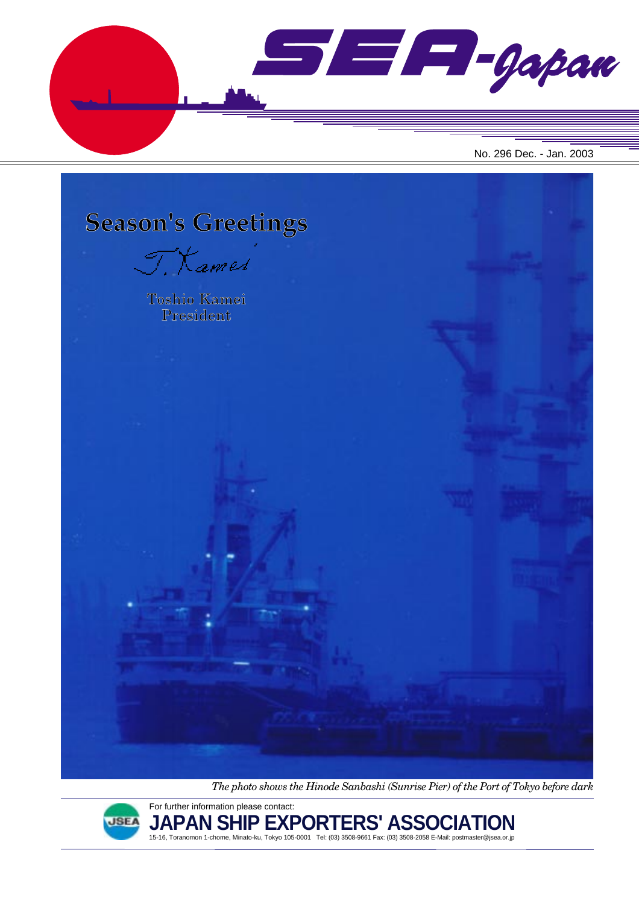# SEA-Japan

No. 296 Dec. - Jan. 2003

## Season's Greetings

T. Kamei

Toshio Kamei
President

*The photo shows the Hinode Sanbashi (Sunrise Pier) of the Port of Tokyo before dark*

For further information please contact:

**JAPAN SHIP EXPORTERS' ASSOCIATION**

15-16, Toranomon 1-chome, Minato-ku, Tokyo 105-0001 Tel: (03) 3508-9661 Fax: (03) 3508-2058 E-Mail: postmaster@jsea.or.jp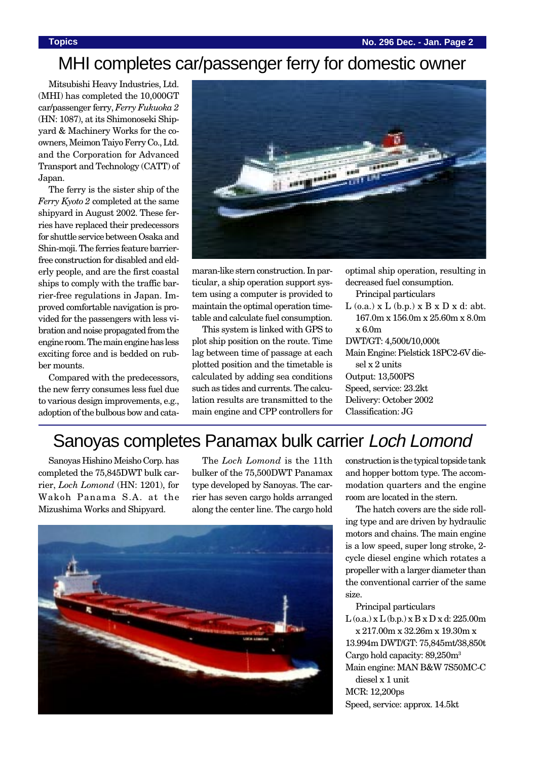# MHI completes car/passenger ferry for domestic owner

Mitsubishi Heavy Industries, Ltd. (MHI) has completed the 10,000GT car/passenger ferry, *Ferry Fukuoka 2* (HN: 1087), at its Shimonoseki Shipyard & Machinery Works for the co-owners, Meimon Taiyo Ferry Co., Ltd. and the Corporation for Advanced Transport and Technology (CATT) of Japan.

The ferry is the sister ship of the *Ferry Kyoto 2* completed at the same shipyard in August 2002. These ferries have replaced their predecessors for shuttle service between Osaka and Shin-moji. The ferries feature barrier-free construction for disabled and elderly people, and are the first coastal ships to comply with the traffic barrier-free regulations in Japan. Improved comfortable navigation is provided for the passengers with less vibration and noise propagated from the engine room. The main engine has less exciting force and is bedded on rubber mounts.

Compared with the predecessors, the new ferry consumes less fuel due to various design improvements, e.g., adoption of the bulbous bow and catamaran-like stern construction. In particular, a ship operation support system using a computer is provided to maintain the optimal operation timetable and calculate fuel consumption.

This system is linked with GPS to plot ship position on the route. Time lag between time of passage at each plotted position and the timetable is calculated by adding sea conditions such as tides and currents. The calculation results are transmitted to the main engine and CPP controllers for optimal ship operation, resulting in decreased fuel consumption.

Principal particulars

L (o.a.) x L (b.p.) x B x D x d: abt. 167.0m x 156.0m x 25.60m x 8.0m x 6.0m
DWT/GT: 4,500t/10,000t
Main Engine: Pielstick 18PC2-6V diesel x 2 units
Output: 13,500PS
Speed, service: 23.2kt
Delivery: October 2002
Classification: JG

# Sanoyas completes Panamax bulk carrier *Loch Lomond*

Sanoyas Hishino Meisho Corp. has completed the 75,845DWT bulk carrier, *Loch Lomond* (HN: 1201), for Wakoh Panama S.A. at the Mizushima Works and Shipyard.

The *Loch Lomond* is the 11th bulker of the 75,500DWT Panamax type developed by Sanoyas. The carrier has seven cargo holds arranged along the center line. The cargo hold construction is the typical topside tank and hopper bottom type. The accommodation quarters and the engine room are located in the stern.

The hatch covers are the side rolling type and are driven by hydraulic motors and chains. The main engine is a low speed, super long stroke, 2-cycle diesel engine which rotates a propeller with a larger diameter than the conventional carrier of the same size.

Principal particulars

L (o.a.) x L (b.p.) x B x D x d: 225.00m x 217.00m x 32.26m x 19.30m x 13.994m
DWT/GT: 75,845mt/38,850t
Cargo hold capacity: 89,250m$^3$
Main engine: MAN B&W 7S50MC-C diesel x 1 unit
MCR: 12,200ps
Speed, service: approx. 14.5kt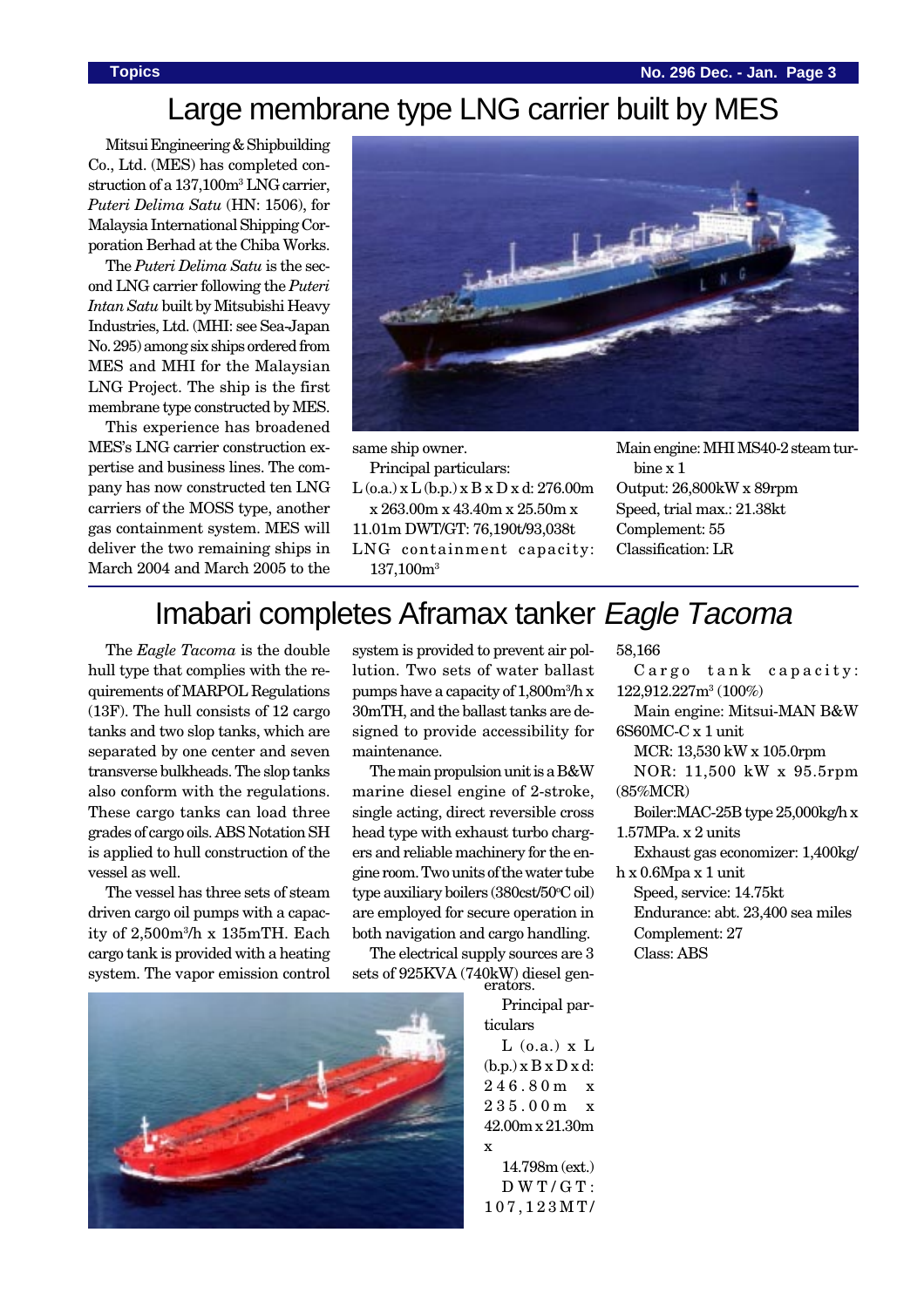# Large membrane type LNG carrier built by MES

Mitsui Engineering & Shipbuilding Co., Ltd. (MES) has completed construction of a 137,100m³ LNG carrier, *Puteri Delima Satu* (HN: 1506), for Malaysia International Shipping Corporation Berhad at the Chiba Works.

The *Puteri Delima Satu* is the second LNG carrier following the *Puteri Intan Satu* built by Mitsubishi Heavy Industries, Ltd. (MHI: see Sea-Japan No. 295) among six ships ordered from MES and MHI for the Malaysian LNG Project. The ship is the first membrane type constructed by MES.

This experience has broadened MES's LNG carrier construction expertise and business lines. The company has now constructed ten LNG carriers of the MOSS type, another gas containment system. MES will deliver the two remaining ships in March 2004 and March 2005 to the same ship owner.

Principal particulars:

L (o.a.) x L (b.p.) x B x D x d: 276.00m x 263.00m x 43.40m x 25.50m x 11.01m DWT/GT: 76,190t/93,038t
LNG containment capacity: 137,100m³
Main engine: MHI MS40-2 steam turbine x 1
Output: 26,800kW x 89rpm
Speed, trial max.: 21.38kt
Complement: 55
Classification: LR

# Imabari completes Aframax tanker *Eagle Tacoma*

The *Eagle Tacoma* is the double hull type that complies with the requirements of MARPOL Regulations (13F). The hull consists of 12 cargo tanks and two slop tanks, which are separated by one center and seven transverse bulkheads. The slop tanks also conform with the regulations. These cargo tanks can load three grades of cargo oils. ABS Notation SH is applied to hull construction of the vessel as well.

The vessel has three sets of steam driven cargo oil pumps with a capacity of 2,500m³/h x 135mTH. Each cargo tank is provided with a heating system. The vapor emission control system is provided to prevent air pollution. Two sets of water ballast pumps have a capacity of 1,800m³/h x 30mTH, and the ballast tanks are designed to provide accessibility for maintenance.

The main propulsion unit is a B&W marine diesel engine of 2-stroke, single acting, direct reversible cross head type with exhaust turbo chargers and reliable machinery for the engine room. Two units of the water tube type auxiliary boilers (380cst/50°C oil) are employed for secure operation in both navigation and cargo handling.

The electrical supply sources are 3 sets of 925KVA (740kW) diesel generators.

Principal particulars

L (o.a.) x L (b.p.) x B x D x d: 246.80m x 235.00m x 42.00m x 21.30m x 14.798m (ext.)
DWT/GT: 107,123MT/58,166
Cargo tank capacity: 122,912.227m³ (100%)
Main engine: Mitsui-MAN B&W 6S60MC-C x 1 unit
MCR: 13,530 kW x 105.0rpm
NOR: 11,500 kW x 95.5rpm (85%MCR)
Boiler:MAC-25B type 25,000kg/h x 1.57MPa. x 2 units
Exhaust gas economizer: 1,400kg/h x 0.6Mpa x 1 unit
Speed, service: 14.75kt
Endurance: abt. 23,400 sea miles
Complement: 27
Class: ABS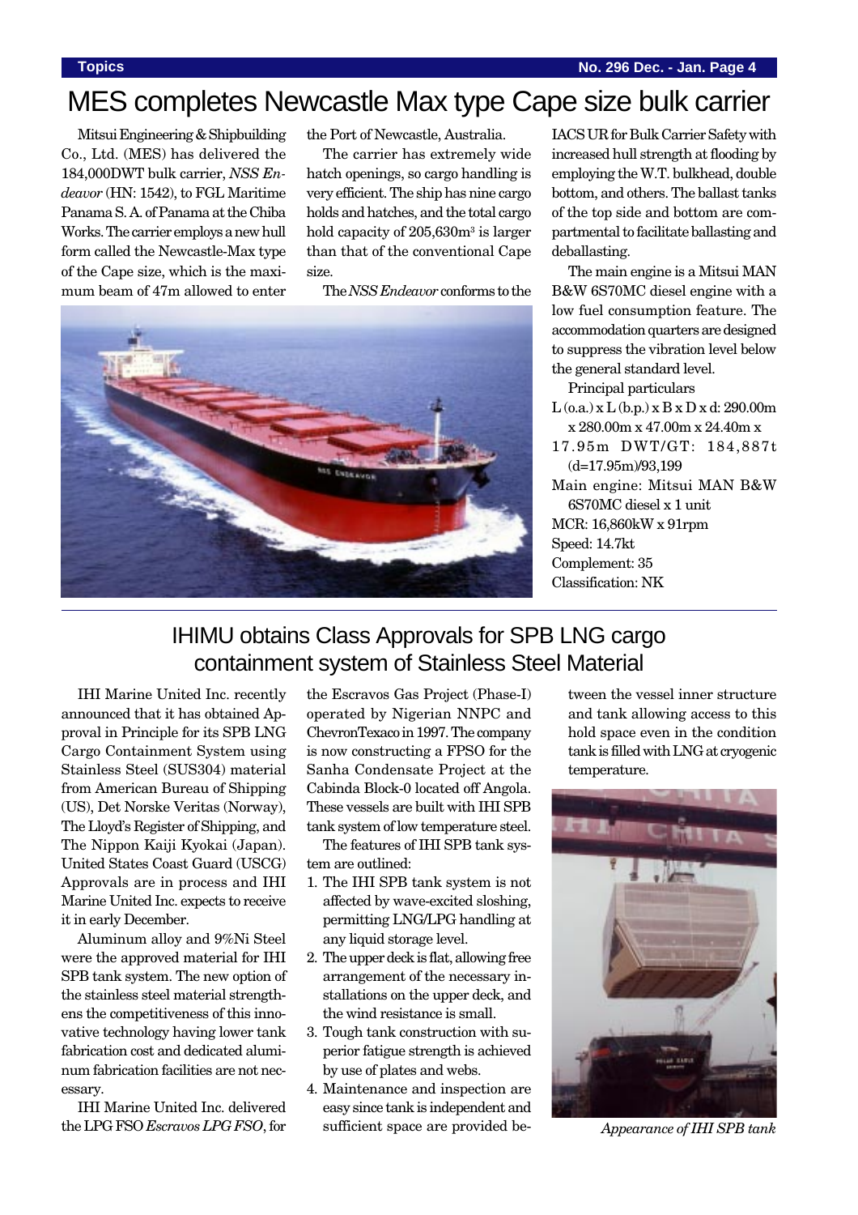# MES completes Newcastle Max type Cape size bulk carrier

Mitsui Engineering & Shipbuilding Co., Ltd. (MES) has delivered the 184,000DWT bulk carrier, *NSS Endeavor* (HN: 1542), to FGL Maritime Panama S. A. of Panama at the Chiba Works. The carrier employs a new hull form called the Newcastle-Max type of the Cape size, which is the maximum beam of 47m allowed to enter the Port of Newcastle, Australia.

The carrier has extremely wide hatch openings, so cargo handling is very efficient. The ship has nine cargo holds and hatches, and the total cargo hold capacity of 205,630m$^3$ is larger than that of the conventional Cape size.

The *NSS Endeavor* conforms to the IACS UR for Bulk Carrier Safety with increased hull strength at flooding by employing the W.T. bulkhead, double bottom, and others. The ballast tanks of the top side and bottom are compartmental to facilitate ballasting and deballasting.

The main engine is a Mitsui MAN B&W 6S70MC diesel engine with a low fuel consumption feature. The accommodation quarters are designed to suppress the vibration level below the general standard level.

Principal particulars

L (o.a.) x L (b.p.) x B x D x d: 290.00m x 280.00m x 47.00m x 24.40m x 17.95m DWT/GT: 184,887t (d=17.95m)/93,199

Main engine: Mitsui MAN B&W 6S70MC diesel x 1 unit

MCR: 16,860kW x 91rpm

Speed: 14.7kt

Complement: 35

Classification: NK

# IHIMU obtains Class Approvals for SPB LNG cargo containment system of Stainless Steel Material

IHI Marine United Inc. recently announced that it has obtained Approval in Principle for its SPB LNG Cargo Containment System using Stainless Steel (SUS304) material from American Bureau of Shipping (US), Det Norske Veritas (Norway), The Lloyd's Register of Shipping, and The Nippon Kaiji Kyokai (Japan). United States Coast Guard (USCG) Approvals are in process and IHI Marine United Inc. expects to receive it in early December.

Aluminum alloy and 9%Ni Steel were the approved material for IHI SPB tank system. The new option of the stainless steel material strengthens the competitiveness of this innovative technology having lower tank fabrication cost and dedicated aluminum fabrication facilities are not necessary.

IHI Marine United Inc. delivered the LPG FSO *Escravos LPG FSO*, for the Escravos Gas Project (Phase-I) operated by Nigerian NNPC and ChevronTexaco in 1997. The company is now constructing a FPSO for the Sanha Condensate Project at the Cabinda Block-0 located off Angola. These vessels are built with IHI SPB tank system of low temperature steel.

The features of IHI SPB tank system are outlined:

1. The IHI SPB tank system is not affected by wave-excited sloshing, permitting LNG/LPG handling at any liquid storage level.
2. The upper deck is flat, allowing free arrangement of the necessary installations on the upper deck, and the wind resistance is small.
3. Tough tank construction with superior fatigue strength is achieved by use of plates and webs.
4. Maintenance and inspection are easy since tank is independent and sufficient space are provided between the vessel inner structure and tank allowing access to this hold space even in the condition tank is filled with LNG at cryogenic temperature.

*Appearance of IHI SPB tank*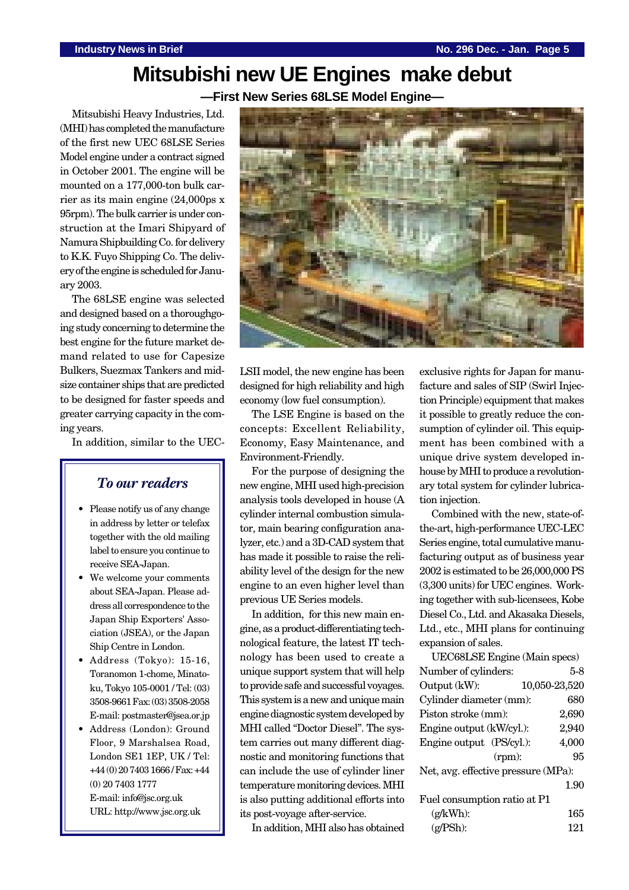# Mitsubishi new UE Engines make debut

**—First New Series 68LSE Model Engine—**

Mitsubishi Heavy Industries, Ltd. (MHI) has completed the manufacture of the first new UEC 68LSE Series Model engine under a contract signed in October 2001. The engine will be mounted on a 177,000-ton bulk carrier as its main engine (24,000ps x 95rpm). The bulk carrier is under construction at the Imari Shipyard of Namura Shipbuilding Co. for delivery to K.K. Fuyo Shipping Co. The delivery of the engine is scheduled for January 2003.

The 68LSE engine was selected and designed based on a thoroughgoing study concerning to determine the best engine for the future market demand related to use for Capesize Bulkers, Suezmax Tankers and mid-size container ships that are predicted to be designed for faster speeds and greater carrying capacity in the coming years.

In addition, similar to the UEC-LSII model, the new engine has been designed for high reliability and high economy (low fuel consumption).

The LSE Engine is based on the concepts: Excellent Reliability, Economy, Easy Maintenance, and Environment-Friendly.

For the purpose of designing the new engine, MHI used high-precision analysis tools developed in house (A cylinder internal combustion simulator, main bearing configuration analyzer, etc.) and a 3D-CAD system that has made it possible to raise the reliability level of the design for the new engine to an even higher level than previous UE Series models.

In addition, for this new main engine, as a product-differentiating technological feature, the latest IT technology has been used to create a unique support system that will help to provide safe and successful voyages. This system is a new and unique main engine diagnostic system developed by MHI called "Doctor Diesel". The system carries out many different diagnostic and monitoring functions that can include the use of cylinder liner temperature monitoring devices. MHI is also putting additional efforts into its post-voyage after-service.

In addition, MHI also has obtained exclusive rights for Japan for manufacture and sales of SIP (Swirl Injection Principle) equipment that makes it possible to greatly reduce the consumption of cylinder oil. This equipment has been combined with a unique drive system developed in-house by MHI to produce a revolutionary total system for cylinder lubrication injection.

Combined with the new, state-of-the-art, high-performance UEC-LEC Series engine, total cumulative manufacturing output as of business year 2002 is estimated to be 26,000,000 PS (3,300 units) for UEC engines. Working together with sub-licensees, Kobe Diesel Co., Ltd. and Akasaka Diesels, Ltd., etc., MHI plans for continuing expansion of sales.

UEC68LSE Engine (Main specs)

| Item | Value |
|---|---|
| Number of cylinders: | 5-8 |
| Output (kW): | 10,050-23,520 |
| Cylinder diameter (mm): | 680 |
| Piston stroke (mm): | 2,690 |
| Engine output (kW/cyl.): | 2,940 |
| Engine output (PS/cyl.): | 4,000 |
| (rpm): | 95 |
| Net, avg. effective pressure (MPa): | 1.90 |
| Fuel consumption ratio at P1 | |
| (g/kWh): | 165 |
| (g/PSh): | 121 |

### *To our readers*

- Please notify us of any change in address by letter or telefax together with the old mailing label to ensure you continue to receive SEA-Japan.
- We welcome your comments about SEA-Japan. Please address all correspondence to the Japan Ship Exporters' Association (JSEA), or the Japan Ship Centre in London.
- Address (Tokyo): 15-16, Toranomon 1-chome, Minato-ku, Tokyo 105-0001 / Tel: (03) 3508-9661 Fax: (03) 3508-2058 E-mail: postmaster@jsea.or.jp
- Address (London): Ground Floor, 9 Marshalsea Road, London SE1 1EP, UK / Tel: +44 (0) 20 7403 1666 / Fax: +44 (0) 20 7403 1777 E-mail: info@jsc.org.uk URL: http://www.jsc.org.uk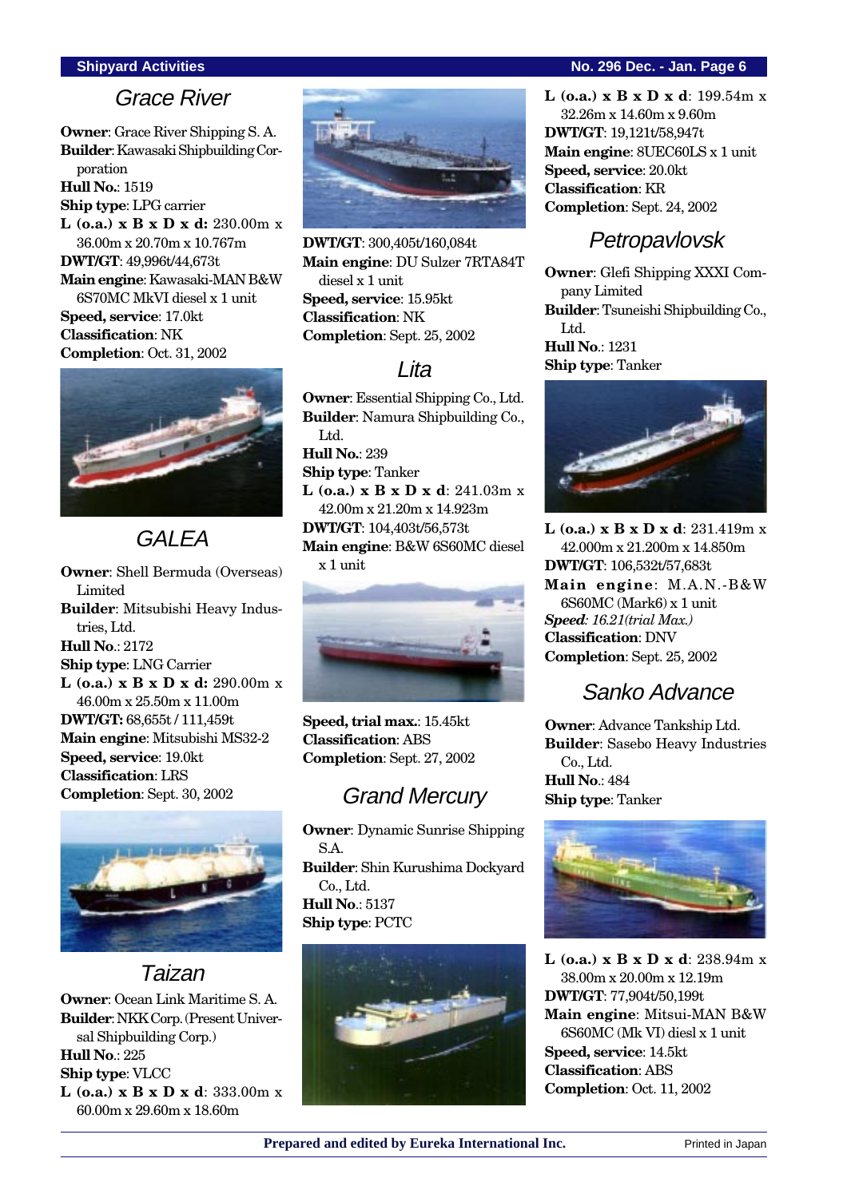## Grace River

**Owner**: Grace River Shipping S. A.
**Builder**: Kawasaki Shipbuilding Corporation
**Hull No.**: 1519
**Ship type**: LPG carrier
**L (o.a.) x B x D x d:** 230.00m x 36.00m x 20.70m x 10.767m
**DWT/GT**: 49,996t/44,673t
**Main engine**: Kawasaki-MAN B&W 6S70MC MkVI diesel x 1 unit
**Speed, service**: 17.0kt
**Classification**: NK
**Completion**: Oct. 31, 2002

## GALEA

**Owner**: Shell Bermuda (Overseas) Limited
**Builder**: Mitsubishi Heavy Industries, Ltd.
**Hull No**.: 2172
**Ship type**: LNG Carrier
**L (o.a.) x B x D x d:** 290.00m x 46.00m x 25.50m x 11.00m
**DWT/GT:** 68,655t / 111,459t
**Main engine**: Mitsubishi MS32-2
**Speed, service**: 19.0kt
**Classification**: LRS
**Completion**: Sept. 30, 2002

## Taizan

**Owner**: Ocean Link Maritime S. A.
**Builder**: NKK Corp. (Present Universal Shipbuilding Corp.)
**Hull No**.: 225
**Ship type**: VLCC
**L (o.a.) x B x D x d**: 333.00m x 60.00m x 29.60m x 18.60m
**DWT/GT**: 300,405t/160,084t
**Main engine**: DU Sulzer 7RTA84T diesel x 1 unit
**Speed, service**: 15.95kt
**Classification**: NK
**Completion**: Sept. 25, 2002

## Lita

**Owner**: Essential Shipping Co., Ltd.
**Builder**: Namura Shipbuilding Co., Ltd.
**Hull No.**: 239
**Ship type**: Tanker
**L (o.a.) x B x D x d**: 241.03m x 42.00m x 21.20m x 14.923m
**DWT/GT**: 104,403t/56,573t
**Main engine**: B&W 6S60MC diesel x 1 unit
**Speed, trial max.**: 15.45kt
**Classification**: ABS
**Completion**: Sept. 27, 2002

## Grand Mercury

**Owner**: Dynamic Sunrise Shipping S.A.
**Builder**: Shin Kurushima Dockyard Co., Ltd.
**Hull No**.: 5137
**Ship type**: PCTC
**L (o.a.) x B x D x d**: 199.54m x 32.26m x 14.60m x 9.60m
**DWT/GT**: 19,121t/58,947t
**Main engine**: 8UEC60LS x 1 unit
**Speed, service**: 20.0kt
**Classification**: KR
**Completion**: Sept. 24, 2002

## Petropavlovsk

**Owner**: Glefi Shipping XXXI Company Limited
**Builder**: Tsuneishi Shipbuilding Co., Ltd.
**Hull No**.: 1231
**Ship type**: Tanker
**L (o.a.) x B x D x d**: 231.419m x 42.000m x 21.200m x 14.850m
**DWT/GT**: 106,532t/57,683t
**Main engine**: M.A.N.-B&W 6S60MC (Mark6) x 1 unit
***Speed**: 16.21(trial Max.)*
**Classification**: DNV
**Completion**: Sept. 25, 2002

## Sanko Advance

**Owner**: Advance Tankship Ltd.
**Builder**: Sasebo Heavy Industries Co., Ltd.
**Hull No**.: 484
**Ship type**: Tanker
**L (o.a.) x B x D x d**: 238.94m x 38.00m x 20.00m x 12.19m
**DWT/GT**: 77,904t/50,199t
**Main engine**: Mitsui-MAN B&W 6S60MC (Mk VI) diesl x 1 unit
**Speed, service**: 14.5kt
**Classification**: ABS
**Completion**: Oct. 11, 2002

**Prepared and edited by Eureka International Inc.**

Printed in Japan